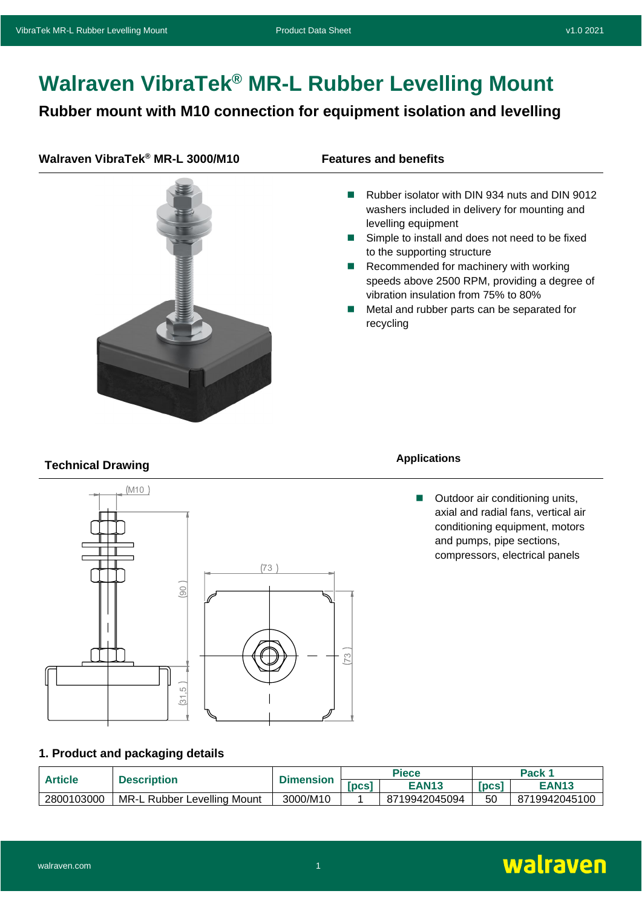# Walraven VibraTek® MR-L Rubber Levelling Mount

## Rubber mount with M10 connection for equipment isolation and levelling

### Walraven VibraTek® MR-L 3000/M10

### Features and benefits

- Rubber isolator with DIN 934 nuts and DIN 9012 washers included in delivery for mounting and levelling equipment
- Simple to install and does not need to be fixed to the supporting structure
- Recommended for machinery with working speeds above 2500 RPM, providing a degree of vibration insulation from 75% to 80%
- Metal and rubber parts can be separated for recycling

### Technical Drawing

(M10)

(90)

(31,5)

(73)

(73)

### Applications

- Outdoor air conditioning units, axial and radial fans, vertical air conditioning equipment, motors and pumps, pipe sections, compressors, electrical panels

### 1. Product and packaging details

| Article | Description | Dimension | Piece | | Pack 1 | |
|---|---|---|---|---|---|---|
| | | | [pcs] | EAN13 | [pcs] | EAN13 |
| 2800103000 | MR-L Rubber Levelling Mount | 3000/M10 | 1 | 8719942045094 | 50 | 8719942045100 |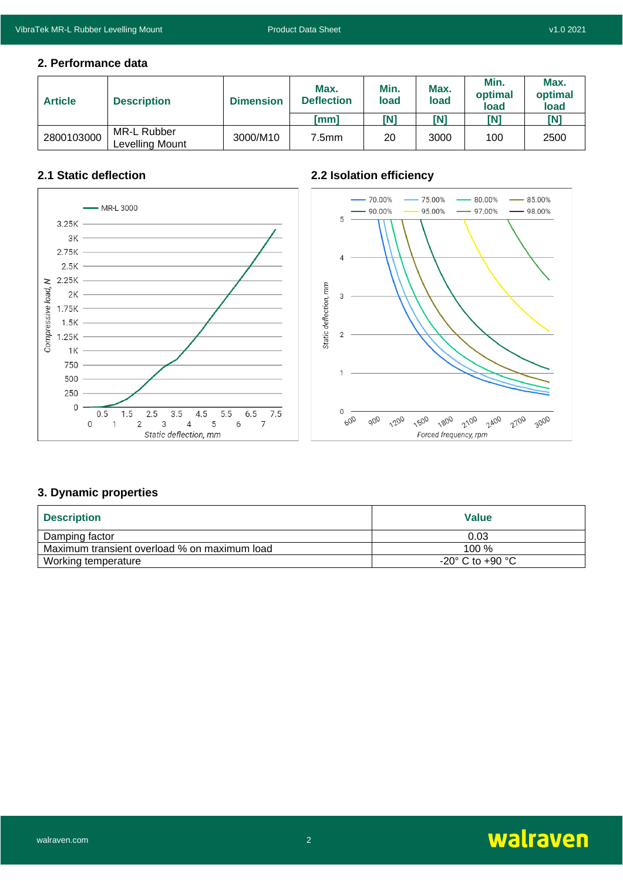## 2. Performance data

| Article | Description | Dimension | Max. Deflection | Min. load | Max. load | Min. optimal load | Max. optimal load |
|---|---|---|---|---|---|---|---|
| | | | [mm] | [N] | [N] | [N] | [N] |
| 2800103000 | MR-L Rubber Levelling Mount | 3000/M10 | 7.5mm | 20 | 3000 | 100 | 2500 |

### 2.1 Static deflection

MR-L 3000

3.25K
3K
2.75K
2.5K
2.25K
2K
1.75K
1.5K
1.25K
1K
750
500
250
0

Compressive load, N

0.5 1.5 2.5 3.5 4.5 5.5 6.5 7.5
0 1 2 3 4 5 6 7

Static deflection, mm

### 2.2 Isolation efficiency

70.00% 75.00% 80.00% 85.00%
90.00% 95.00% 97.00% 98.00%

5
4
3
2
1
0

Static deflection, mm

600 900 1200 1500 1800 2100 2400 2700 3000

Forced frequency, rpm

## 3. Dynamic properties

| Description | Value |
|---|---|
| Damping factor | 0.03 |
| Maximum transient overload % on maximum load | 100 % |
| Working temperature | -20° C to +90 °C |